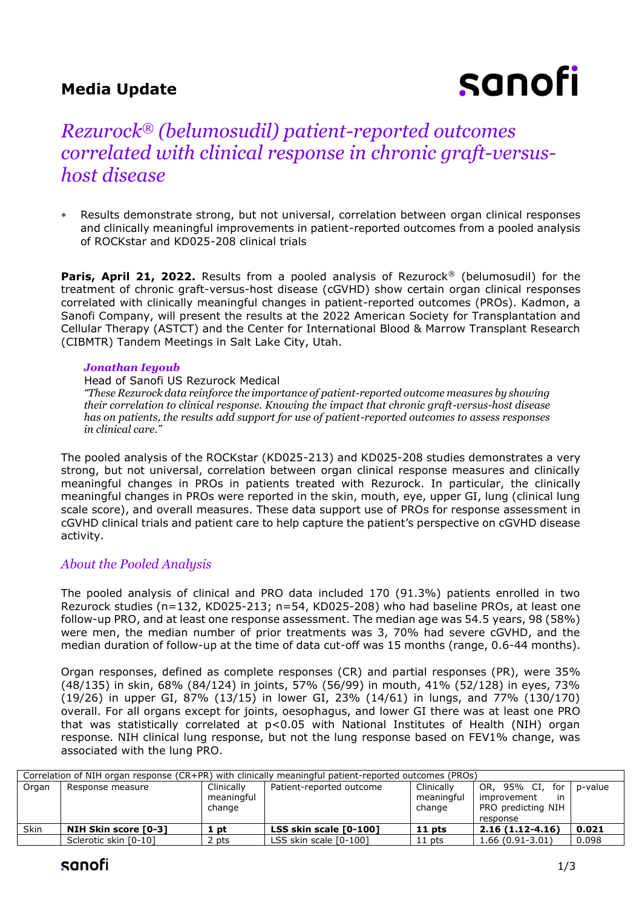# Media Update

## *Rezurock® (belumosudil) patient-reported outcomes correlated with clinical response in chronic graft-versus-host disease*

* Results demonstrate strong, but not universal, correlation between organ clinical responses and clinically meaningful improvements in patient-reported outcomes from a pooled analysis of ROCKstar and KD025-208 clinical trials

**Paris, April 21, 2022.** Results from a pooled analysis of Rezurock® (belumosudil) for the treatment of chronic graft-versus-host disease (cGVHD) show certain organ clinical responses correlated with clinically meaningful changes in patient-reported outcomes (PROs). Kadmon, a Sanofi Company, will present the results at the 2022 American Society for Transplantation and Cellular Therapy (ASTCT) and the Center for International Blood & Marrow Transplant Research (CIBMTR) Tandem Meetings in Salt Lake City, Utah.

> ***Jonathan Ieyoub***
> Head of Sanofi US Rezurock Medical
> *"These Rezurock data reinforce the importance of patient-reported outcome measures by showing their correlation to clinical response. Knowing the impact that chronic graft-versus-host disease has on patients, the results add support for use of patient-reported outcomes to assess responses in clinical care."*

The pooled analysis of the ROCKstar (KD025-213) and KD025-208 studies demonstrates a very strong, but not universal, correlation between organ clinical response measures and clinically meaningful changes in PROs in patients treated with Rezurock. In particular, the clinically meaningful changes in PROs were reported in the skin, mouth, eye, upper GI, lung (clinical lung scale score), and overall measures. These data support use of PROs for response assessment in cGVHD clinical trials and patient care to help capture the patient's perspective on cGVHD disease activity.

### *About the Pooled Analysis*

The pooled analysis of clinical and PRO data included 170 (91.3%) patients enrolled in two Rezurock studies (n=132, KD025-213; n=54, KD025-208) who had baseline PROs, at least one follow-up PRO, and at least one response assessment. The median age was 54.5 years, 98 (58%) were men, the median number of prior treatments was 3, 70% had severe cGVHD, and the median duration of follow-up at the time of data cut-off was 15 months (range, 0.6-44 months).

Organ responses, defined as complete responses (CR) and partial responses (PR), were 35% (48/135) in skin, 68% (84/124) in joints, 57% (56/99) in mouth, 41% (52/128) in eyes, 73% (19/26) in upper GI, 87% (13/15) in lower GI, 23% (14/61) in lungs, and 77% (130/170) overall. For all organs except for joints, oesophagus, and lower GI there was at least one PRO that was statistically correlated at $p<0.05$ with National Institutes of Health (NIH) organ response. NIH clinical lung response, but not the lung response based on FEV1% change, was associated with the lung PRO.

| Correlation of NIH organ response (CR+PR) with clinically meaningful patient-reported outcomes (PROs) | | | | | | |
|---|---|---|---|---|---|---|
| Organ | Response measure | Clinically meaningful change | Patient-reported outcome | Clinically meaningful change | OR, 95% CI, for improvement in PRO predicting NIH response | p-value |
| Skin | **NIH Skin score [0-3]** | **1 pt** | **LSS skin scale [0-100]** | **11 pts** | **2.16 (1.12-4.16)** | **0.021** |
| | Sclerotic skin [0-10] | 2 pts | LSS skin scale [0-100] | 11 pts | 1.66 (0.91-3.01) | 0.098 |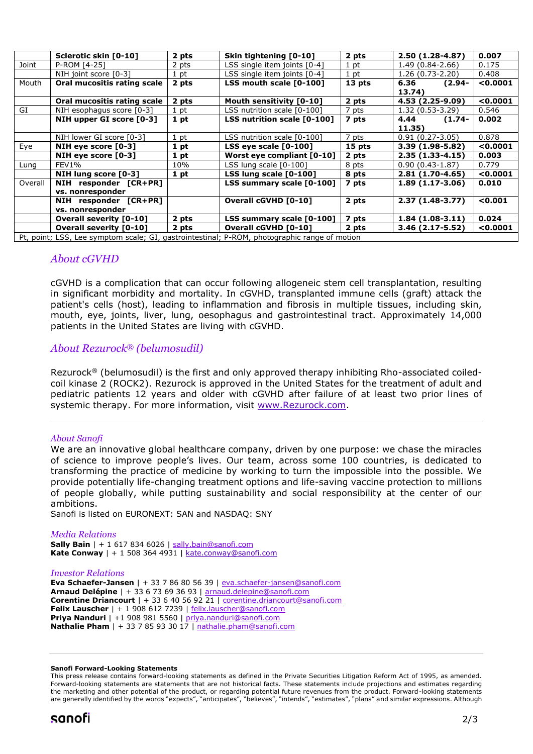| | Sclerotic skin [0-10] | 2 pts | Skin tightening [0-10] | 2 pts | 2.50 (1.28-4.87) | 0.007 |
|---|---|---|---|---|---|---|
| Joint | P-ROM [4-25] | 2 pts | LSS single item joints [0-4] | 1 pt | 1.49 (0.84-2.66) | 0.175 |
| | NIH joint score [0-3] | 1 pt | LSS single item joints [0-4] | 1 pt | 1.26 (0.73-2.20) | 0.408 |
| Mouth | **Oral mucositis rating scale** | **2 pts** | **LSS mouth scale [0-100]** | **13 pts** | **6.36 (2.94-13.74)** | **<0.0001** |
| | **Oral mucositis rating scale** | **2 pts** | **Mouth sensitivity [0-10]** | **2 pts** | **4.53 (2.25-9.09)** | **<0.0001** |
| GI | NIH esophagus score [0-3] | 1 pt | LSS nutrition scale [0-100] | 7 pts | 1.32 (0.53-3.29) | 0.546 |
| | **NIH upper GI score [0-3]** | **1 pt** | **LSS nutrition scale [0-100]** | **7 pts** | **4.44 (1.74-11.35)** | **0.002** |
| | NIH lower GI score [0-3] | 1 pt | LSS nutrition scale [0-100] | 7 pts | 0.91 (0.27-3.05) | 0.878 |
| Eye | **NIH eye score [0-3]** | **1 pt** | **LSS eye scale [0-100]** | **15 pts** | **3.39 (1.98-5.82)** | **<0.0001** |
| | **NIH eye score [0-3]** | **1 pt** | **Worst eye compliant [0-10]** | **2 pts** | **2.35 (1.33-4.15)** | **0.003** |
| Lung | FEV1% | 10% | LSS lung scale [0-100] | 8 pts | 0.90 (0.43-1.87) | 0.779 |
| | **NIH lung score [0-3]** | **1 pt** | **LSS lung scale [0-100]** | **8 pts** | **2.81 (1.70-4.65)** | **<0.0001** |
| Overall | **NIH responder [CR+PR] vs. nonresponder** | | **LSS summary scale [0-100]** | **7 pts** | **1.89 (1.17-3.06)** | **0.010** |
| | **NIH responder [CR+PR] vs. nonresponder** | | **Overall cGVHD [0-10]** | **2 pts** | **2.37 (1.48-3.77)** | **<0.001** |
| | **Overall severity [0-10]** | **2 pts** | **LSS summary scale [0-100]** | **7 pts** | **1.84 (1.08-3.11)** | **0.024** |
| | **Overall severity [0-10]** | **2 pts** | **Overall cGVHD [0-10]** | **2 pts** | **3.46 (2.17-5.52)** | **<0.0001** |

Pt, point; LSS, Lee symptom scale; GI, gastrointestinal; P-ROM, photographic range of motion

## *About cGVHD*

cGVHD is a complication that can occur following allogeneic stem cell transplantation, resulting in significant morbidity and mortality. In cGVHD, transplanted immune cells (graft) attack the patient's cells (host), leading to inflammation and fibrosis in multiple tissues, including skin, mouth, eye, joints, liver, lung, oesophagus and gastrointestinal tract. Approximately 14,000 patients in the United States are living with cGVHD.

## *About Rezurock® (belumosudil)*

Rezurock® (belumosudil) is the first and only approved therapy inhibiting Rho-associated coiled-coil kinase 2 (ROCK2). Rezurock is approved in the United States for the treatment of adult and pediatric patients 12 years and older with cGVHD after failure of at least two prior lines of systemic therapy. For more information, visit www.Rezurock.com.

### *About Sanofi*

We are an innovative global healthcare company, driven by one purpose: we chase the miracles of science to improve people's lives. Our team, across some 100 countries, is dedicated to transforming the practice of medicine by working to turn the impossible into the possible. We provide potentially life-changing treatment options and life-saving vaccine protection to millions of people globally, while putting sustainability and social responsibility at the center of our ambitions.
Sanofi is listed on EURONEXT: SAN and NASDAQ: SNY

### *Media Relations*

**Sally Bain** | + 1 617 834 6026 | sally.bain@sanofi.com
**Kate Conway** | + 1 508 364 4931 | kate.conway@sanofi.com

### *Investor Relations*

**Eva Schaefer-Jansen** | + 33 7 86 80 56 39 | eva.schaefer-jansen@sanofi.com
**Arnaud Delépine** | + 33 6 73 69 36 93 | arnaud.delepine@sanofi.com
**Corentine Driancourt** | + 33 6 40 56 92 21 | corentine.driancourt@sanofi.com
**Felix Lauscher** | + 1 908 612 7239 | felix.lauscher@sanofi.com
**Priya Nanduri** | +1 908 981 5560 | priya.nanduri@sanofi.com
**Nathalie Pham** | + 33 7 85 93 30 17 | nathalie.pham@sanofi.com

**Sanofi Forward-Looking Statements**

This press release contains forward-looking statements as defined in the Private Securities Litigation Reform Act of 1995, as amended. Forward-looking statements are statements that are not historical facts. These statements include projections and estimates regarding the marketing and other potential of the product, or regarding potential future revenues from the product. Forward-looking statements are generally identified by the words "expects", "anticipates", "believes", "intends", "estimates", "plans" and similar expressions. Although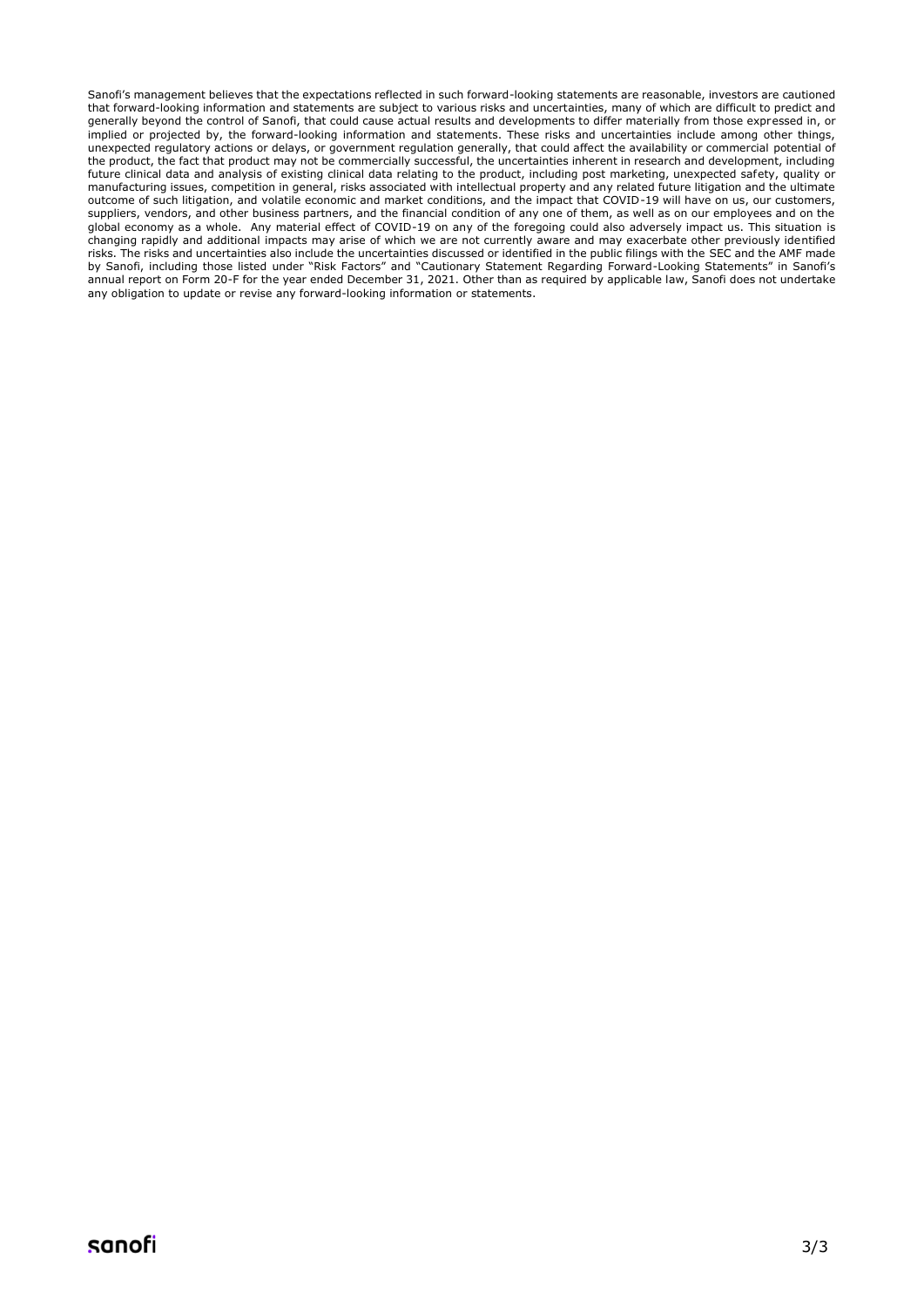Sanofi's management believes that the expectations reflected in such forward-looking statements are reasonable, investors are cautioned that forward-looking information and statements are subject to various risks and uncertainties, many of which are difficult to predict and generally beyond the control of Sanofi, that could cause actual results and developments to differ materially from those expressed in, or implied or projected by, the forward-looking information and statements. These risks and uncertainties include among other things, unexpected regulatory actions or delays, or government regulation generally, that could affect the availability or commercial potential of the product, the fact that product may not be commercially successful, the uncertainties inherent in research and development, including future clinical data and analysis of existing clinical data relating to the product, including post marketing, unexpected safety, quality or manufacturing issues, competition in general, risks associated with intellectual property and any related future litigation and the ultimate outcome of such litigation, and volatile economic and market conditions, and the impact that COVID-19 will have on us, our customers, suppliers, vendors, and other business partners, and the financial condition of any one of them, as well as on our employees and on the global economy as a whole. Any material effect of COVID-19 on any of the foregoing could also adversely impact us. This situation is changing rapidly and additional impacts may arise of which we are not currently aware and may exacerbate other previously identified risks. The risks and uncertainties also include the uncertainties discussed or identified in the public filings with the SEC and the AMF made by Sanofi, including those listed under "Risk Factors" and "Cautionary Statement Regarding Forward-Looking Statements" in Sanofi's annual report on Form 20-F for the year ended December 31, 2021. Other than as required by applicable law, Sanofi does not undertake any obligation to update or revise any forward-looking information or statements.